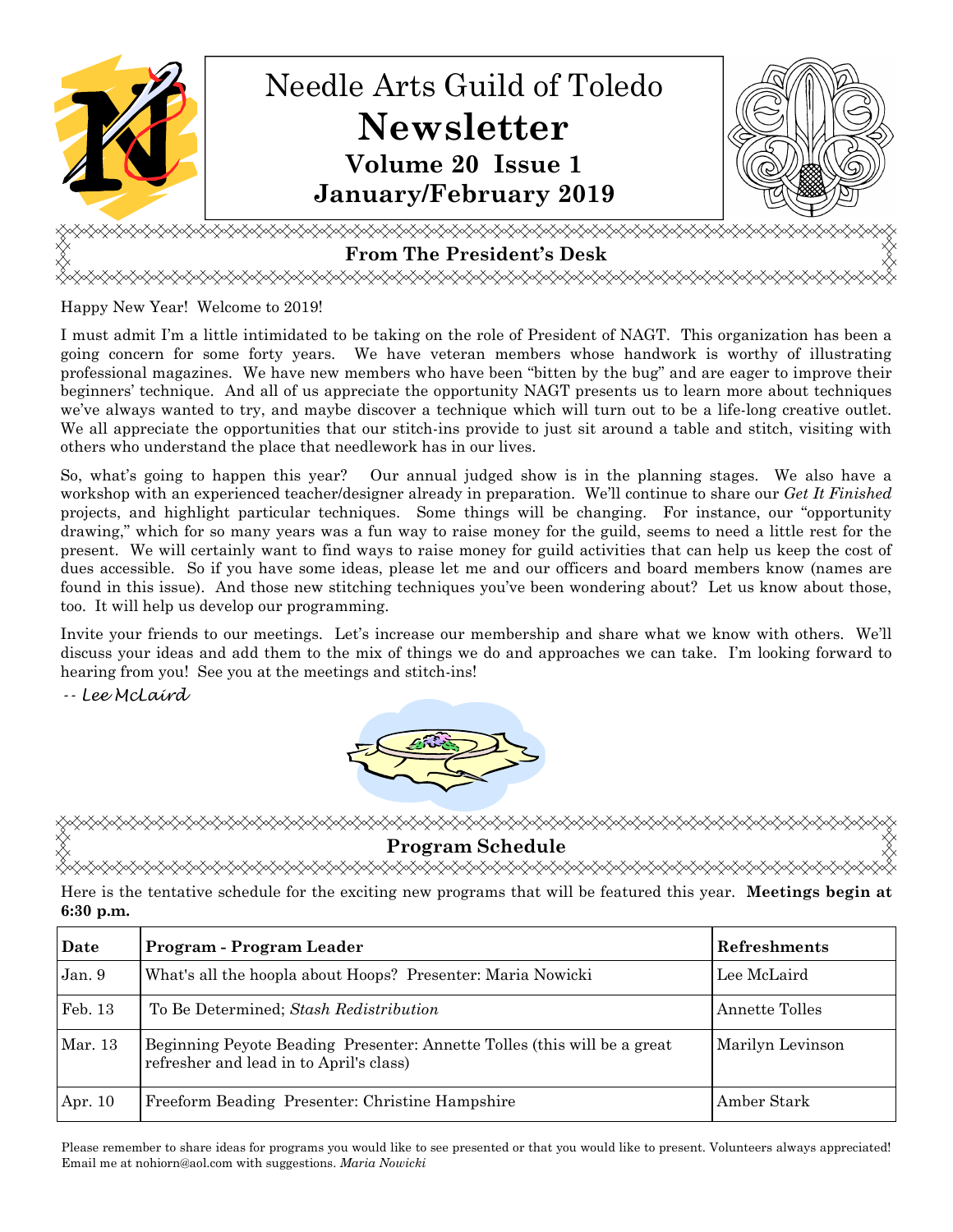# Needle Arts Guild of Toledo

# Newsletter

## Volume 20 Issue 1

## January/February 2019

## From The President's Desk

Happy New Year! Welcome to 2019!

I must admit I'm a little intimidated to be taking on the role of President of NAGT. This organization has been a going concern for some forty years. We have veteran members whose handwork is worthy of illustrating professional magazines. We have new members who have been "bitten by the bug" and are eager to improve their beginners' technique. And all of us appreciate the opportunity NAGT presents us to learn more about techniques we've always wanted to try, and maybe discover a technique which will turn out to be a life-long creative outlet. We all appreciate the opportunities that our stitch-ins provide to just sit around a table and stitch, visiting with others who understand the place that needlework has in our lives.

So, what's going to happen this year? Our annual judged show is in the planning stages. We also have a workshop with an experienced teacher/designer already in preparation. We'll continue to share our *Get It Finished* projects, and highlight particular techniques. Some things will be changing. For instance, our "opportunity drawing," which for so many years was a fun way to raise money for the guild, seems to need a little rest for the present. We will certainly want to find ways to raise money for guild activities that can help us keep the cost of dues accessible. So if you have some ideas, please let me and our officers and board members know (names are found in this issue). And those new stitching techniques you've been wondering about? Let us know about those, too. It will help us develop our programming.

Invite your friends to our meetings. Let's increase our membership and share what we know with others. We'll discuss your ideas and add them to the mix of things we do and approaches we can take. I'm looking forward to hearing from you! See you at the meetings and stitch-ins!

*-- Lee McLaird*

## Program Schedule

Here is the tentative schedule for the exciting new programs that will be featured this year. **Meetings begin at 6:30 p.m.**

| Date | Program - Program Leader | Refreshments |
|---|---|---|
| Jan. 9 | What's all the hoopla about Hoops? Presenter: Maria Nowicki | Lee McLaird |
| Feb. 13 | To Be Determined; *Stash Redistribution* | Annette Tolles |
| Mar. 13 | Beginning Peyote Beading Presenter: Annette Tolles (this will be a great refresher and lead in to April's class) | Marilyn Levinson |
| Apr. 10 | Freeform Beading Presenter: Christine Hampshire | Amber Stark |

Please remember to share ideas for programs you would like to see presented or that you would like to present. Volunteers always appreciated! Email me at nohiorn@aol.com with suggestions. *Maria Nowicki*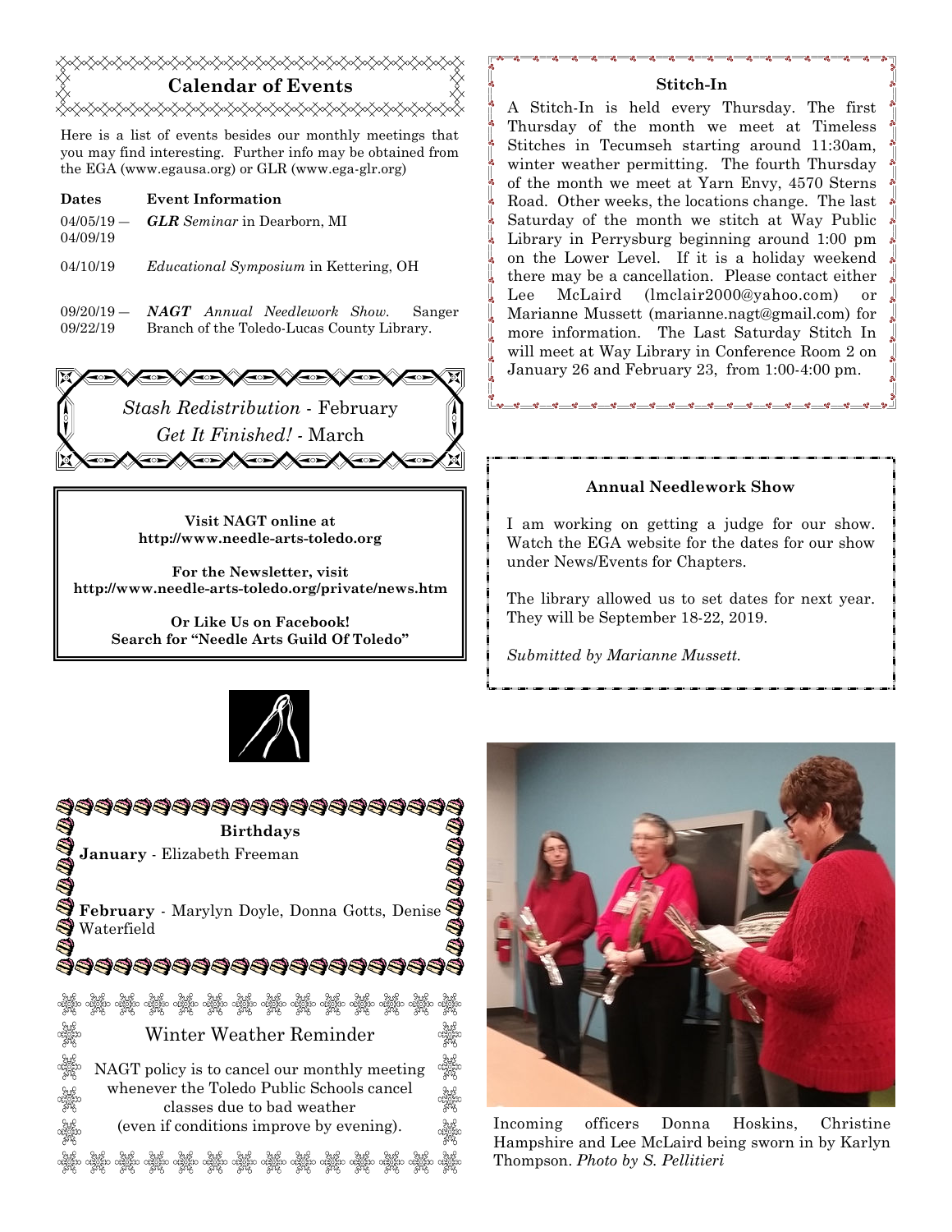## Calendar of Events

Here is a list of events besides our monthly meetings that you may find interesting. Further info may be obtained from the EGA (www.egausa.org) or GLR (www.ega-glr.org)

| Dates | Event Information |
|---|---|
| 04/05/19 — 04/09/19 | ***GLR** Seminar* in Dearborn, MI |
| 04/10/19 | *Educational Symposium* in Kettering, OH |
| 09/20/19 — 09/22/19 | ***NAGT** Annual Needlework Show.* Sanger Branch of the Toledo-Lucas County Library. |

*Stash Redistribution* - February
*Get It Finished!* - March

**Visit NAGT online at**
**http://www.needle-arts-toledo.org**

**For the Newsletter, visit**
**http://www.needle-arts-toledo.org/private/news.htm**

**Or Like Us on Facebook!**
**Search for "Needle Arts Guild Of Toledo"**

### Birthdays

**January** - Elizabeth Freeman

**February** - Marylyn Doyle, Donna Gotts, Denise Waterfield

### Winter Weather Reminder

NAGT policy is to cancel our monthly meeting whenever the Toledo Public Schools cancel classes due to bad weather (even if conditions improve by evening).

### Stitch-In

A Stitch-In is held every Thursday. The first Thursday of the month we meet at Timeless Stitches in Tecumseh starting around 11:30am, winter weather permitting. The fourth Thursday of the month we meet at Yarn Envy, 4570 Sterns Road. Other weeks, the locations change. The last Saturday of the month we stitch at Way Public Library in Perrysburg beginning around 1:00 pm on the Lower Level. If it is a holiday weekend there may be a cancellation. Please contact either Lee McLaird (lmclair2000@yahoo.com) or Marianne Mussett (marianne.nagt@gmail.com) for more information. The Last Saturday Stitch In will meet at Way Library in Conference Room 2 on January 26 and February 23, from 1:00-4:00 pm.

### Annual Needlework Show

I am working on getting a judge for our show. Watch the EGA website for the dates for our show under News/Events for Chapters.

The library allowed us to set dates for next year. They will be September 18-22, 2019.

*Submitted by Marianne Mussett.*

Incoming officers Donna Hoskins, Christine Hampshire and Lee McLaird being sworn in by Karlyn Thompson. *Photo by S. Pellitieri*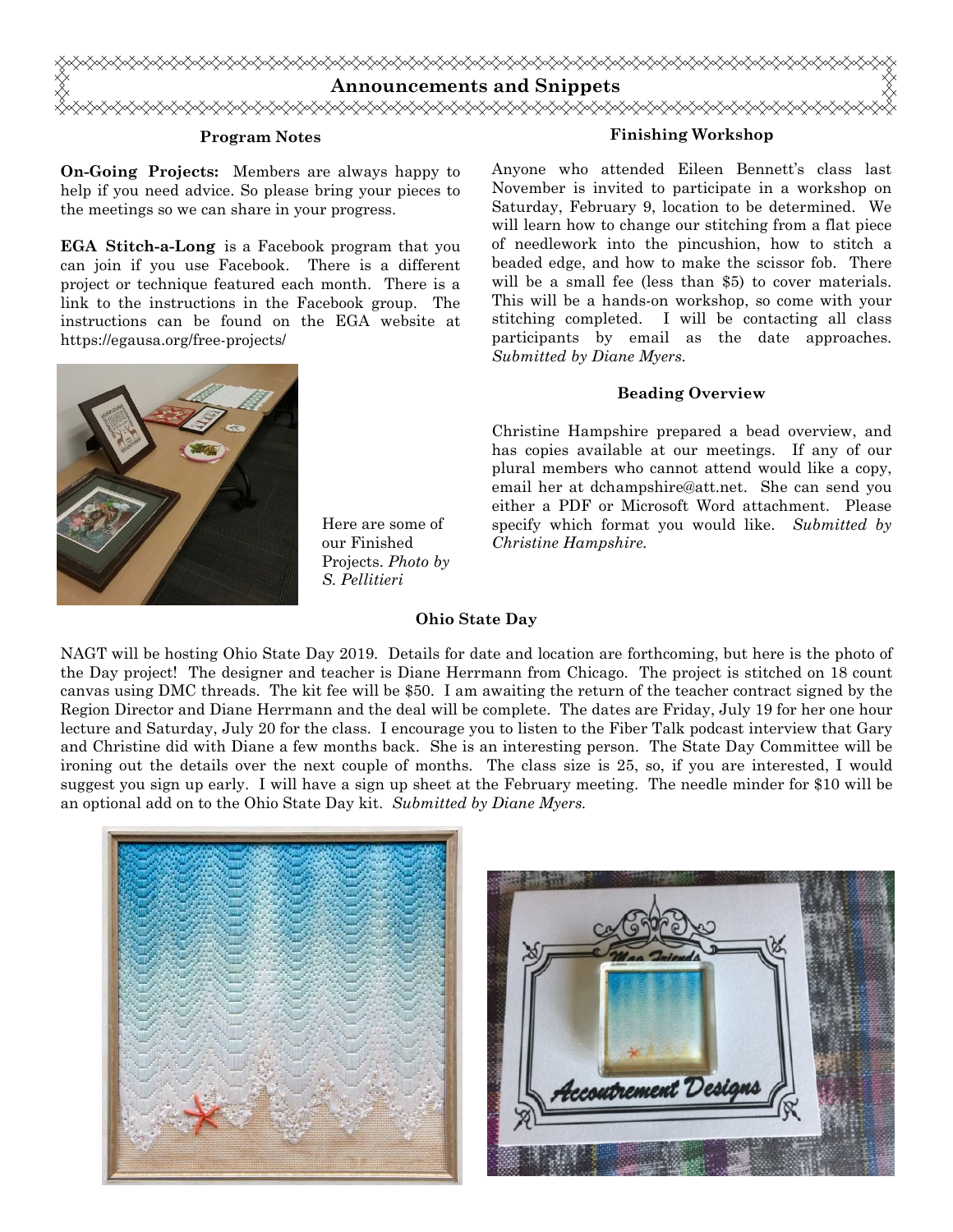## Announcements and Snippets

### Program Notes

**On-Going Projects:** Members are always happy to help if you need advice. So please bring your pieces to the meetings so we can share in your progress.

**EGA Stitch-a-Long** is a Facebook program that you can join if you use Facebook. There is a different project or technique featured each month. There is a link to the instructions in the Facebook group. The instructions can be found on the EGA website at https://egausa.org/free-projects/

Here are some of our Finished Projects. *Photo by S. Pellitieri*

### Finishing Workshop

Anyone who attended Eileen Bennett's class last November is invited to participate in a workshop on Saturday, February 9, location to be determined. We will learn how to change our stitching from a flat piece of needlework into the pincushion, how to stitch a beaded edge, and how to make the scissor fob. There will be a small fee (less than $5) to cover materials. This will be a hands-on workshop, so come with your stitching completed. I will be contacting all class participants by email as the date approaches. *Submitted by Diane Myers.*

### Beading Overview

Christine Hampshire prepared a bead overview, and has copies available at our meetings. If any of our plural members who cannot attend would like a copy, email her at dchampshire@att.net. She can send you either a PDF or Microsoft Word attachment. Please specify which format you would like. *Submitted by Christine Hampshire.*

### Ohio State Day

NAGT will be hosting Ohio State Day 2019. Details for date and location are forthcoming, but here is the photo of the Day project! The designer and teacher is Diane Herrmann from Chicago. The project is stitched on 18 count canvas using DMC threads. The kit fee will be $50. I am awaiting the return of the teacher contract signed by the Region Director and Diane Herrmann and the deal will be complete. The dates are Friday, July 19 for her one hour lecture and Saturday, July 20 for the class. I encourage you to listen to the Fiber Talk podcast interview that Gary and Christine did with Diane a few months back. She is an interesting person. The State Day Committee will be ironing out the details over the next couple of months. The class size is 25, so, if you are interested, I would suggest you sign up early. I will have a sign up sheet at the February meeting. The needle minder for $10 will be an optional add on to the Ohio State Day kit. *Submitted by Diane Myers.*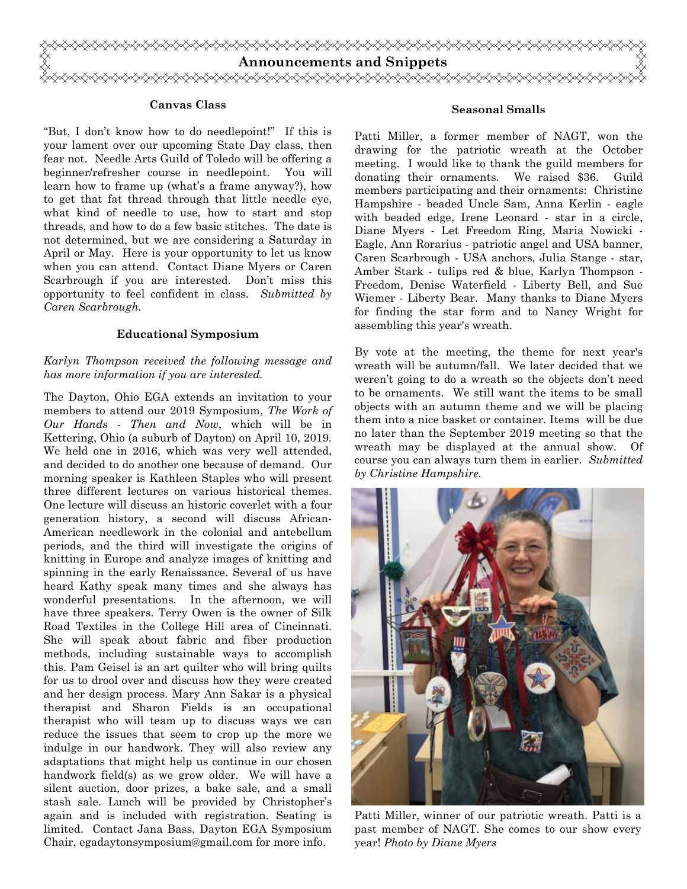## Announcements and Snippets

### Canvas Class

"But, I don't know how to do needlepoint!" If this is your lament over our upcoming State Day class, then fear not. Needle Arts Guild of Toledo will be offering a beginner/refresher course in needlepoint. You will learn how to frame up (what's a frame anyway?), how to get that fat thread through that little needle eye, what kind of needle to use, how to start and stop threads, and how to do a few basic stitches. The date is not determined, but we are considering a Saturday in April or May. Here is your opportunity to let us know when you can attend. Contact Diane Myers or Caren Scarbrough if you are interested. Don't miss this opportunity to feel confident in class. *Submitted by Caren Scarbrough.*

### Educational Symposium

*Karlyn Thompson received the following message and has more information if you are interested.*

The Dayton, Ohio EGA extends an invitation to your members to attend our 2019 Symposium, *The Work of Our Hands - Then and Now*, which will be in Kettering, Ohio (a suburb of Dayton) on April 10, 2019. We held one in 2016, which was very well attended, and decided to do another one because of demand. Our morning speaker is Kathleen Staples who will present three different lectures on various historical themes. One lecture will discuss an historic coverlet with a four generation history, a second will discuss African-American needlework in the colonial and antebellum periods, and the third will investigate the origins of knitting in Europe and analyze images of knitting and spinning in the early Renaissance. Several of us have heard Kathy speak many times and she always has wonderful presentations. In the afternoon, we will have three speakers. Terry Owen is the owner of Silk Road Textiles in the College Hill area of Cincinnati. She will speak about fabric and fiber production methods, including sustainable ways to accomplish this. Pam Geisel is an art quilter who will bring quilts for us to drool over and discuss how they were created and her design process. Mary Ann Sakar is a physical therapist and Sharon Fields is an occupational therapist who will team up to discuss ways we can reduce the issues that seem to crop up the more we indulge in our handwork. They will also review any adaptations that might help us continue in our chosen handwork field(s) as we grow older. We will have a silent auction, door prizes, a bake sale, and a small stash sale. Lunch will be provided by Christopher's again and is included with registration. Seating is limited. Contact Jana Bass, Dayton EGA Symposium Chair, egadaytonsymposium@gmail.com for more info.

### Seasonal Smalls

Patti Miller, a former member of NAGT, won the drawing for the patriotic wreath at the October meeting. I would like to thank the guild members for donating their ornaments. We raised $36. Guild members participating and their ornaments: Christine Hampshire - beaded Uncle Sam, Anna Kerlin - eagle with beaded edge, Irene Leonard - star in a circle, Diane Myers - Let Freedom Ring, Maria Nowicki - Eagle, Ann Rorarius - patriotic angel and USA banner, Caren Scarbrough - USA anchors, Julia Stange - star, Amber Stark - tulips red & blue, Karlyn Thompson - Freedom, Denise Waterfield - Liberty Bell, and Sue Wiemer - Liberty Bear. Many thanks to Diane Myers for finding the star form and to Nancy Wright for assembling this year's wreath.

By vote at the meeting, the theme for next year's wreath will be autumn/fall. We later decided that we weren't going to do a wreath so the objects don't need to be ornaments. We still want the items to be small objects with an autumn theme and we will be placing them into a nice basket or container. Items will be due no later than the September 2019 meeting so that the wreath may be displayed at the annual show. Of course you can always turn them in earlier. *Submitted by Christine Hampshire.*

Patti Miller, winner of our patriotic wreath. Patti is a past member of NAGT. She comes to our show every year! *Photo by Diane Myers*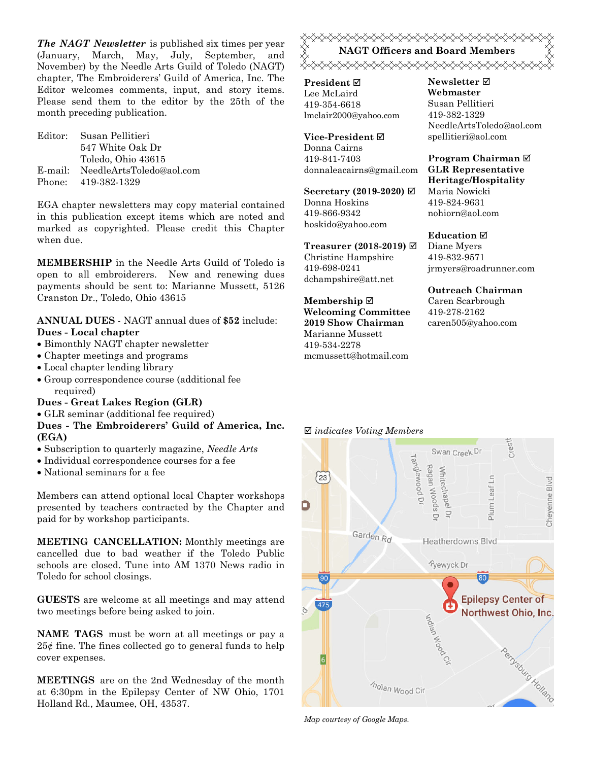***The NAGT Newsletter*** is published six times per year (January, March, May, July, September, and November) by the Needle Arts Guild of Toledo (NAGT) chapter, The Embroiderers' Guild of America, Inc. The Editor welcomes comments, input, and story items. Please send them to the editor by the 25th of the month preceding publication.

Editor: Susan Pellitieri
547 White Oak Dr
Toledo, Ohio 43615
E-mail: NeedleArtsToledo@aol.com
Phone: 419-382-1329

EGA chapter newsletters may copy material contained in this publication except items which are noted and marked as copyrighted. Please credit this Chapter when due.

**MEMBERSHIP** in the Needle Arts Guild of Toledo is open to all embroiderers. New and renewing dues payments should be sent to: Marianne Mussett, 5126 Cranston Dr., Toledo, Ohio 43615

**ANNUAL DUES** - NAGT annual dues of **$52** include:

**Dues - Local chapter**

- Bimonthly NAGT chapter newsletter
- Chapter meetings and programs
- Local chapter lending library
- Group correspondence course (additional fee required)

**Dues - Great Lakes Region (GLR)**

- GLR seminar (additional fee required)

**Dues - The Embroiderers' Guild of America, Inc. (EGA)**

- Subscription to quarterly magazine, *Needle Arts*
- Individual correspondence courses for a fee
- National seminars for a fee

Members can attend optional local Chapter workshops presented by teachers contracted by the Chapter and paid for by workshop participants.

**MEETING CANCELLATION:** Monthly meetings are cancelled due to bad weather if the Toledo Public schools are closed. Tune into AM 1370 News radio in Toledo for school closings.

**GUESTS** are welcome at all meetings and may attend two meetings before being asked to join.

**NAME TAGS** must be worn at all meetings or pay a 25¢ fine. The fines collected go to general funds to help cover expenses.

**MEETINGS** are on the 2nd Wednesday of the month at 6:30pm in the Epilepsy Center of NW Ohio, 1701 Holland Rd., Maumee, OH, 43537.

## NAGT Officers and Board Members

**President ☑**
Lee McLaird
419-354-6618
lmclair2000@yahoo.com

**Vice-President ☑**
Donna Cairns
419-841-7403
donnaleacairns@gmail.com

**Secretary (2019-2020) ☑**
Donna Hoskins
419-866-9342
hoskido@yahoo.com

**Treasurer (2018-2019) ☑**
Christine Hampshire
419-698-0241
dchampshire@att.net

**Membership ☑**
**Welcoming Committee**
**2019 Show Chairman**
Marianne Mussett
419-534-2278
mcmussett@hotmail.com

**Newsletter ☑**
**Webmaster**
Susan Pellitieri
419-382-1329
NeedleArtsToledo@aol.com
spellitieri@aol.com

**Program Chairman ☑**
**GLR Representative**
**Heritage/Hospitality**
Maria Nowicki
419-824-9631
nohiorn@aol.com

**Education ☑**
Diane Myers
419-832-9571
jrmyers@roadrunner.com

**Outreach Chairman**
Caren Scarbrough
419-278-2162
caren505@yahoo.com

☑ *indicates Voting Members*

*Map courtesy of Google Maps.*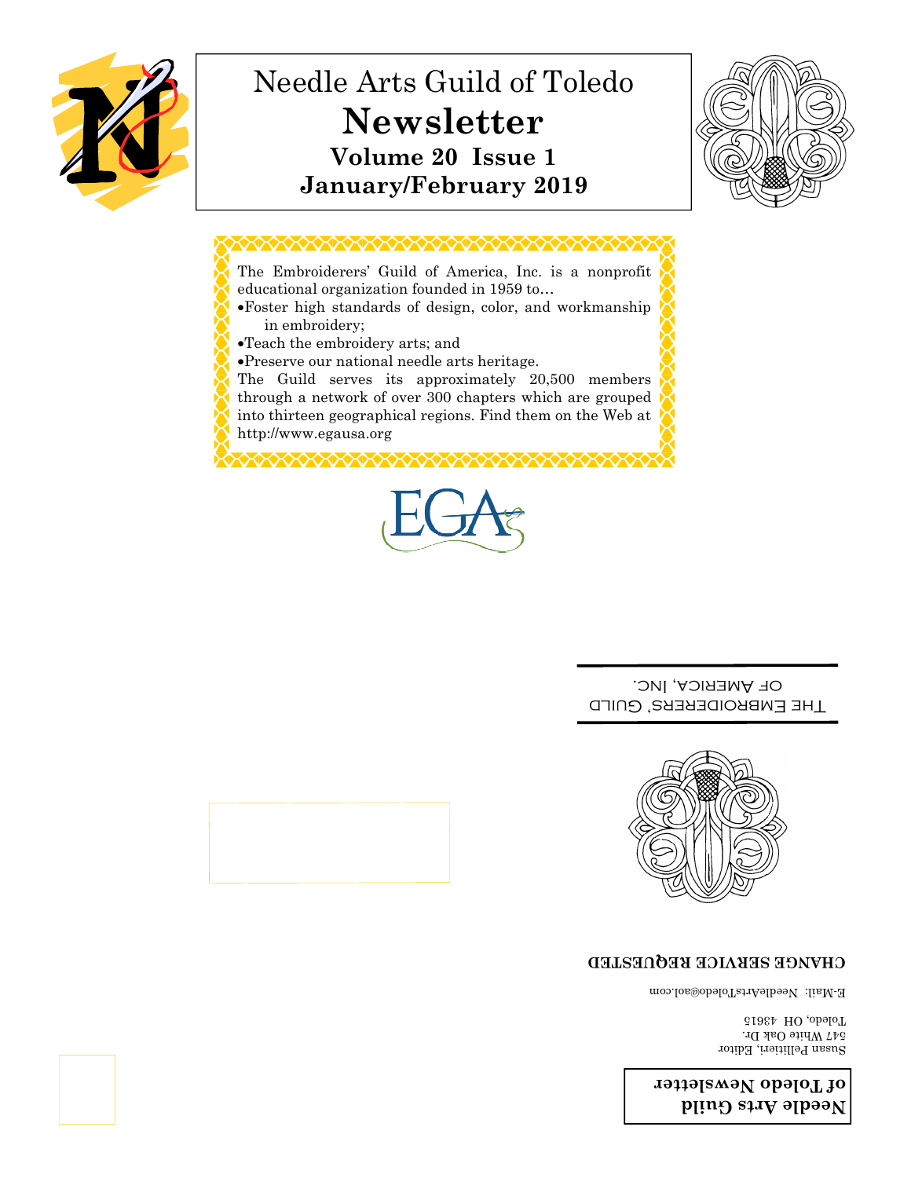# Needle Arts Guild of Toledo

# Newsletter

## Volume 20 Issue 1

## January/February 2019

The Embroiderers' Guild of America, Inc. is a nonprofit educational organization founded in 1959 to…

- Foster high standards of design, color, and workmanship in embroidery;
- Teach the embroidery arts; and
- Preserve our national needle arts heritage.

The Guild serves its approximately 20,500 members through a network of over 300 chapters which are grouped into thirteen geographical regions. Find them on the Web at http://www.egausa.org

EGA

THE EMBROIDERERS' GUILD
OF AMERICA, INC.

**CHANGE SERVICE REQUESTED**

E-Mail: NeedleArtsToledo@aol.com

Toledo, OH 43615
547 White Oak Dr.
Susan Pellitieri, Editor

**Needle Arts Guild of Toledo Newsletter**